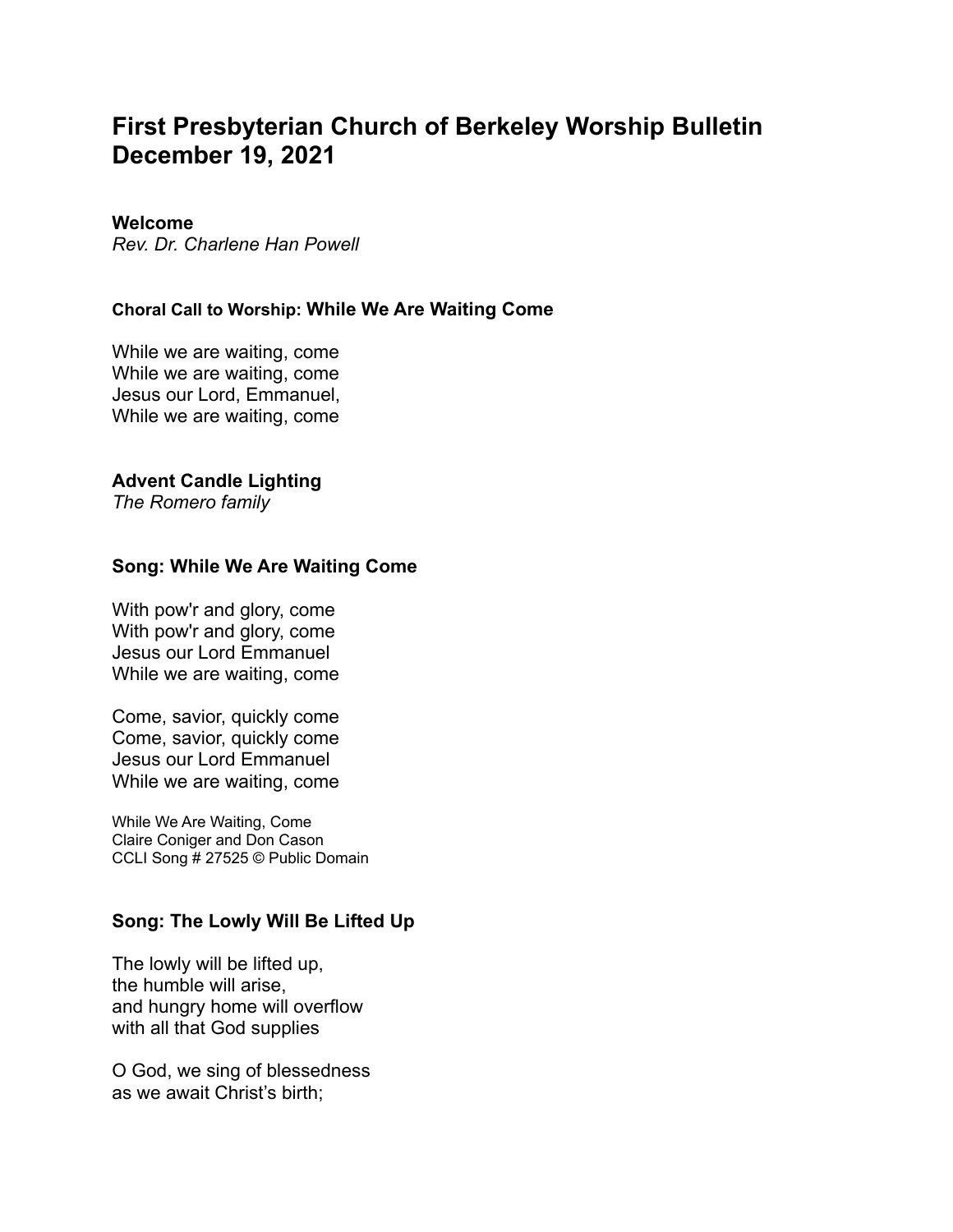# First Presbyterian Church of Berkeley Worship Bulletin December 19, 2021

**Welcome**
*Rev. Dr. Charlene Han Powell*

**Choral Call to Worship: While We Are Waiting Come**

While we are waiting, come
While we are waiting, come
Jesus our Lord, Emmanuel,
While we are waiting, come

**Advent Candle Lighting**
*The Romero family*

**Song: While We Are Waiting Come**

With pow'r and glory, come
With pow'r and glory, come
Jesus our Lord Emmanuel
While we are waiting, come

Come, savior, quickly come
Come, savior, quickly come
Jesus our Lord Emmanuel
While we are waiting, come

While We Are Waiting, Come
Claire Coniger and Don Cason
CCLI Song # 27525 © Public Domain

**Song: The Lowly Will Be Lifted Up**

The lowly will be lifted up,
the humble will arise,
and hungry home will overflow
with all that God supplies

O God, we sing of blessedness
as we await Christ's birth;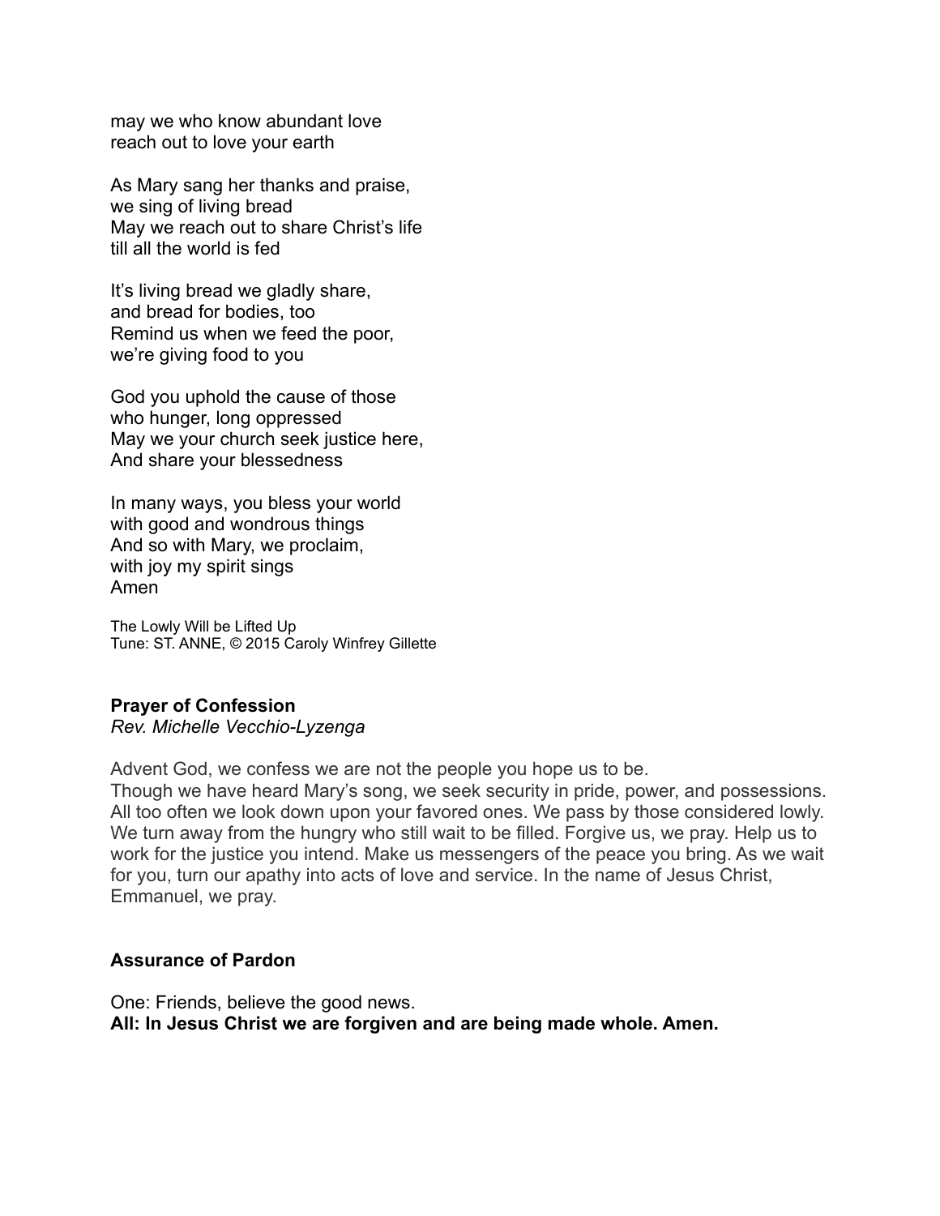may we who know abundant love
reach out to love your earth

As Mary sang her thanks and praise,
we sing of living bread
May we reach out to share Christ's life
till all the world is fed

It's living bread we gladly share,
and bread for bodies, too
Remind us when we feed the poor,
we're giving food to you

God you uphold the cause of those
who hunger, long oppressed
May we your church seek justice here,
And share your blessedness

In many ways, you bless your world
with good and wondrous things
And so with Mary, we proclaim,
with joy my spirit sings
Amen

The Lowly Will be Lifted Up
Tune: ST. ANNE, © 2015 Caroly Winfrey Gillette

**Prayer of Confession**
*Rev. Michelle Vecchio-Lyzenga*

Advent God, we confess we are not the people you hope us to be.
Though we have heard Mary's song, we seek security in pride, power, and possessions. All too often we look down upon your favored ones. We pass by those considered lowly. We turn away from the hungry who still wait to be filled. Forgive us, we pray. Help us to work for the justice you intend. Make us messengers of the peace you bring. As we wait for you, turn our apathy into acts of love and service. In the name of Jesus Christ, Emmanuel, we pray.

**Assurance of Pardon**

One: Friends, believe the good news.
**All: In Jesus Christ we are forgiven and are being made whole. Amen.**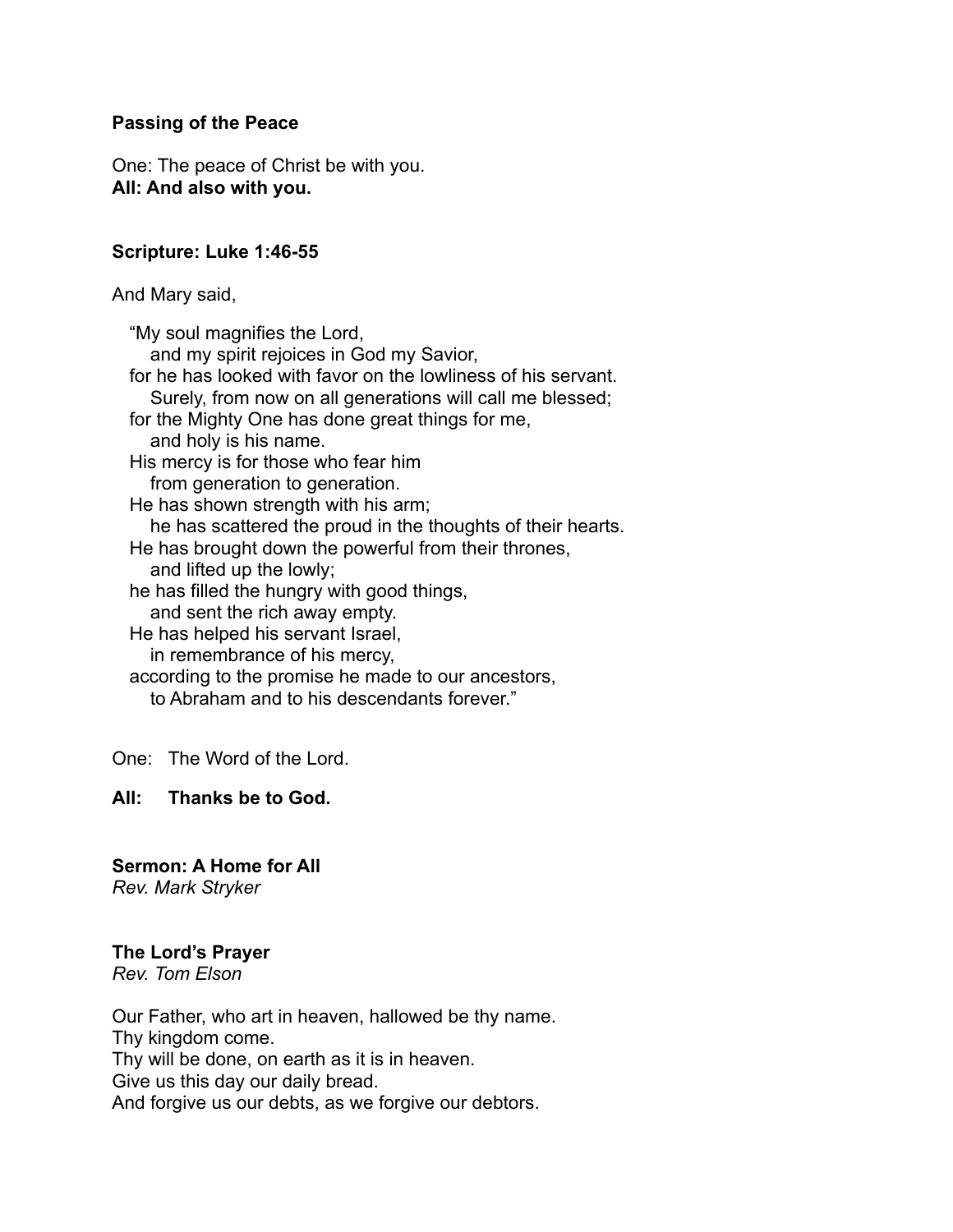**Passing of the Peace**

One: The peace of Christ be with you.
**All: And also with you.**

**Scripture: Luke 1:46-55**

And Mary said,

"My soul magnifies the Lord,
  and my spirit rejoices in God my Savior,
for he has looked with favor on the lowliness of his servant.
  Surely, from now on all generations will call me blessed;
for the Mighty One has done great things for me,
  and holy is his name.
His mercy is for those who fear him
  from generation to generation.
He has shown strength with his arm;
  he has scattered the proud in the thoughts of their hearts.
He has brought down the powerful from their thrones,
  and lifted up the lowly;
he has filled the hungry with good things,
  and sent the rich away empty.
He has helped his servant Israel,
  in remembrance of his mercy,
according to the promise he made to our ancestors,
  to Abraham and to his descendants forever."

One: The Word of the Lord.

**All: Thanks be to God.**

**Sermon: A Home for All**
*Rev. Mark Stryker*

**The Lord's Prayer**
*Rev. Tom Elson*

Our Father, who art in heaven, hallowed be thy name.
Thy kingdom come.
Thy will be done, on earth as it is in heaven.
Give us this day our daily bread.
And forgive us our debts, as we forgive our debtors.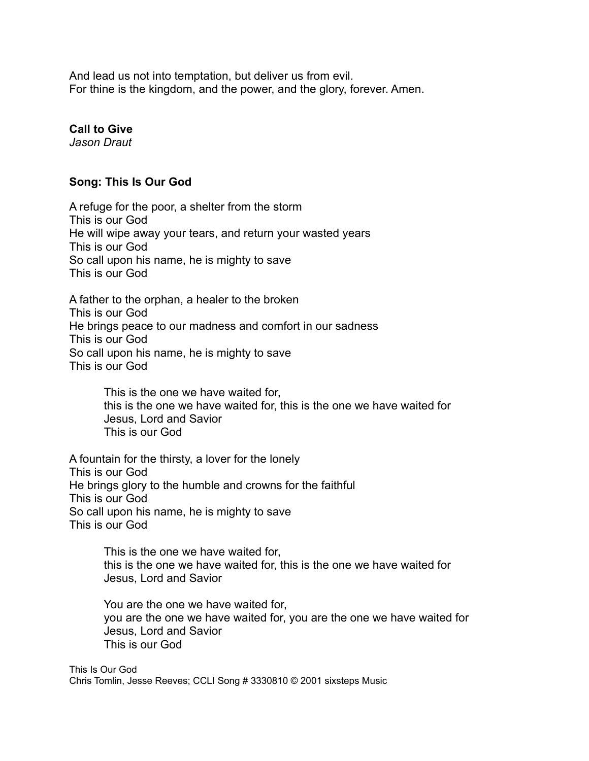And lead us not into temptation, but deliver us from evil.
For thine is the kingdom, and the power, and the glory, forever. Amen.

**Call to Give**
*Jason Draut*

**Song: This Is Our God**

A refuge for the poor, a shelter from the storm
This is our God
He will wipe away your tears, and return your wasted years
This is our God
So call upon his name, he is mighty to save
This is our God

A father to the orphan, a healer to the broken
This is our God
He brings peace to our madness and comfort in our sadness
This is our God
So call upon his name, he is mighty to save
This is our God

> This is the one we have waited for,
> this is the one we have waited for, this is the one we have waited for
> Jesus, Lord and Savior
> This is our God

A fountain for the thirsty, a lover for the lonely
This is our God
He brings glory to the humble and crowns for the faithful
This is our God
So call upon his name, he is mighty to save
This is our God

> This is the one we have waited for,
> this is the one we have waited for, this is the one we have waited for
> Jesus, Lord and Savior
>
> You are the one we have waited for,
> you are the one we have waited for, you are the one we have waited for
> Jesus, Lord and Savior
> This is our God

This Is Our God
Chris Tomlin, Jesse Reeves; CCLI Song # 3330810 © 2001 sixsteps Music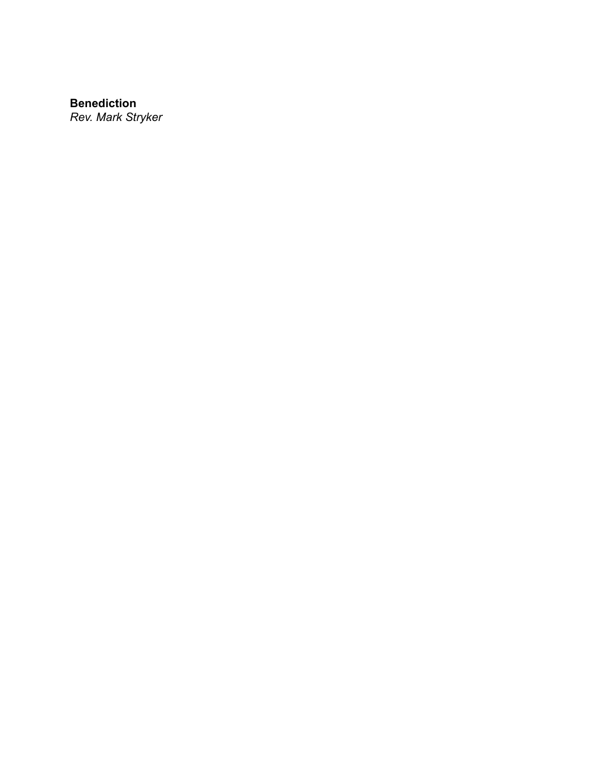**Benediction**
*Rev. Mark Stryker*